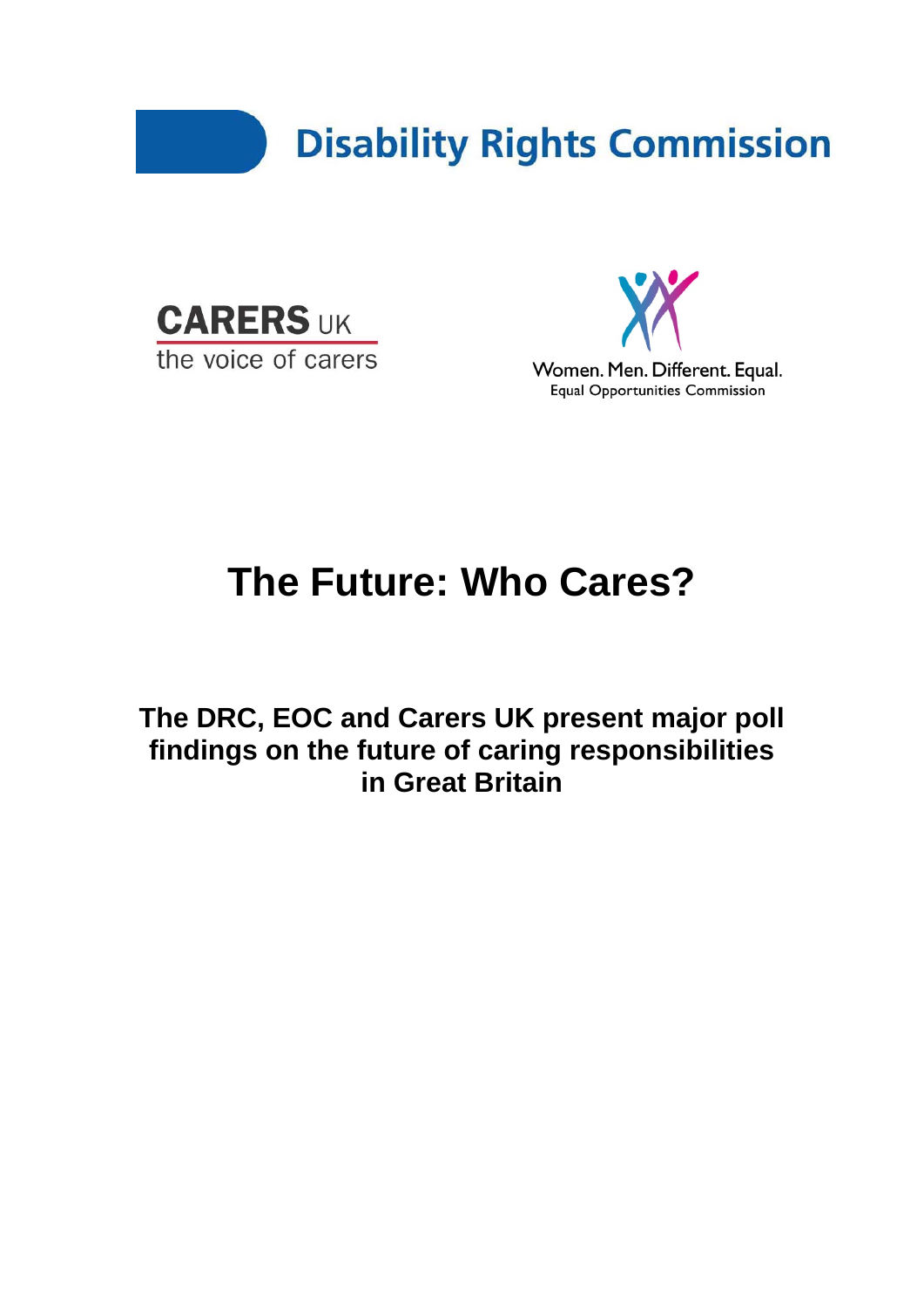Disability Rights Commission

CARERS UK
the voice of carers

Women. Men. Different. Equal.
Equal Opportunities Commission

# The Future: Who Cares?

**The DRC, EOC and Carers UK present major poll findings on the future of caring responsibilities in Great Britain**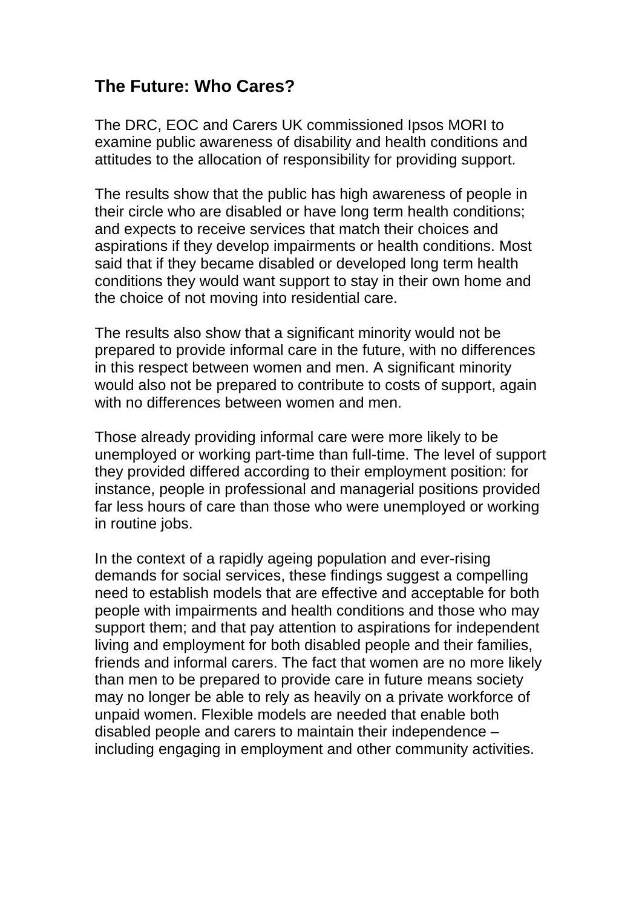## The Future: Who Cares?

The DRC, EOC and Carers UK commissioned Ipsos MORI to examine public awareness of disability and health conditions and attitudes to the allocation of responsibility for providing support.

The results show that the public has high awareness of people in their circle who are disabled or have long term health conditions; and expects to receive services that match their choices and aspirations if they develop impairments or health conditions. Most said that if they became disabled or developed long term health conditions they would want support to stay in their own home and the choice of not moving into residential care.

The results also show that a significant minority would not be prepared to provide informal care in the future, with no differences in this respect between women and men. A significant minority would also not be prepared to contribute to costs of support, again with no differences between women and men.

Those already providing informal care were more likely to be unemployed or working part-time than full-time. The level of support they provided differed according to their employment position: for instance, people in professional and managerial positions provided far less hours of care than those who were unemployed or working in routine jobs.

In the context of a rapidly ageing population and ever-rising demands for social services, these findings suggest a compelling need to establish models that are effective and acceptable for both people with impairments and health conditions and those who may support them; and that pay attention to aspirations for independent living and employment for both disabled people and their families, friends and informal carers. The fact that women are no more likely than men to be prepared to provide care in future means society may no longer be able to rely as heavily on a private workforce of unpaid women. Flexible models are needed that enable both disabled people and carers to maintain their independence – including engaging in employment and other community activities.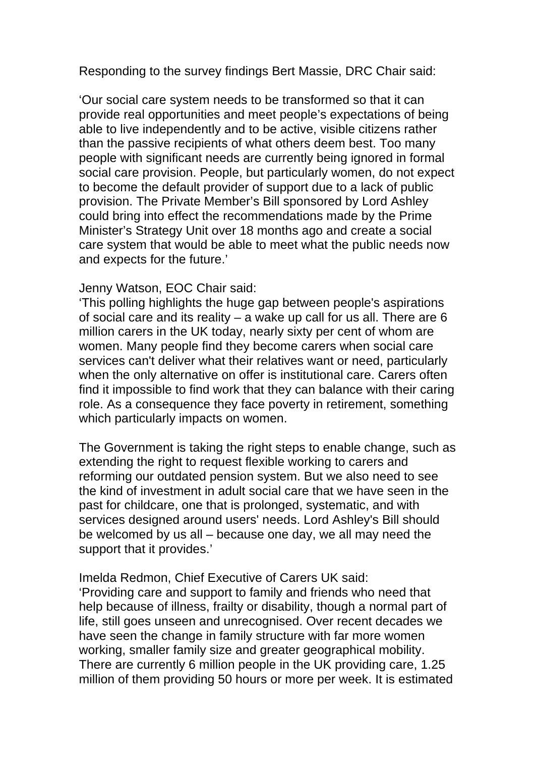Responding to the survey findings Bert Massie, DRC Chair said:

'Our social care system needs to be transformed so that it can provide real opportunities and meet people's expectations of being able to live independently and to be active, visible citizens rather than the passive recipients of what others deem best. Too many people with significant needs are currently being ignored in formal social care provision. People, but particularly women, do not expect to become the default provider of support due to a lack of public provision. The Private Member's Bill sponsored by Lord Ashley could bring into effect the recommendations made by the Prime Minister's Strategy Unit over 18 months ago and create a social care system that would be able to meet what the public needs now and expects for the future.'

Jenny Watson, EOC Chair said:
'This polling highlights the huge gap between people's aspirations of social care and its reality – a wake up call for us all. There are 6 million carers in the UK today, nearly sixty per cent of whom are women. Many people find they become carers when social care services can't deliver what their relatives want or need, particularly when the only alternative on offer is institutional care. Carers often find it impossible to find work that they can balance with their caring role. As a consequence they face poverty in retirement, something which particularly impacts on women.

The Government is taking the right steps to enable change, such as extending the right to request flexible working to carers and reforming our outdated pension system. But we also need to see the kind of investment in adult social care that we have seen in the past for childcare, one that is prolonged, systematic, and with services designed around users' needs. Lord Ashley's Bill should be welcomed by us all – because one day, we all may need the support that it provides.'

Imelda Redmon, Chief Executive of Carers UK said:
'Providing care and support to family and friends who need that help because of illness, frailty or disability, though a normal part of life, still goes unseen and unrecognised. Over recent decades we have seen the change in family structure with far more women working, smaller family size and greater geographical mobility. There are currently 6 million people in the UK providing care, 1.25 million of them providing 50 hours or more per week. It is estimated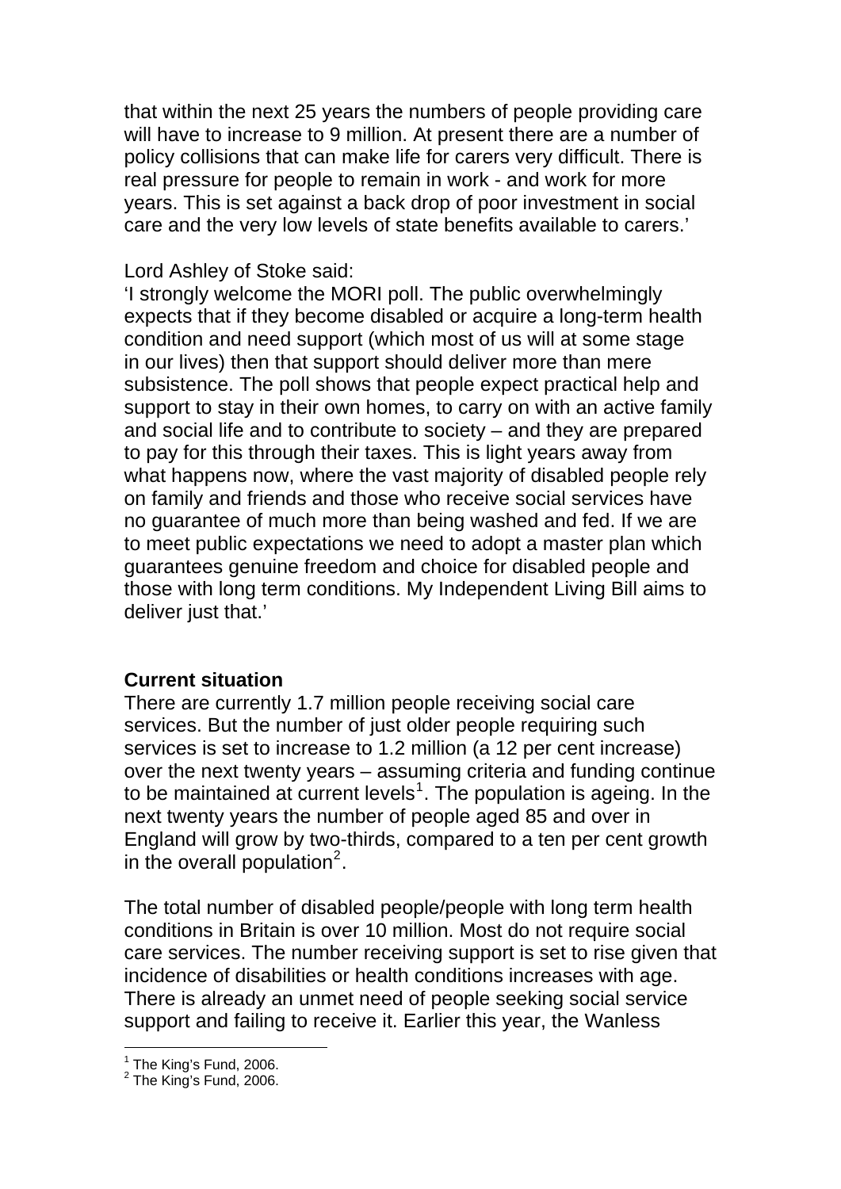that within the next 25 years the numbers of people providing care will have to increase to 9 million. At present there are a number of policy collisions that can make life for carers very difficult. There is real pressure for people to remain in work - and work for more years. This is set against a back drop of poor investment in social care and the very low levels of state benefits available to carers.'

Lord Ashley of Stoke said:
'I strongly welcome the MORI poll. The public overwhelmingly expects that if they become disabled or acquire a long-term health condition and need support (which most of us will at some stage in our lives) then that support should deliver more than mere subsistence. The poll shows that people expect practical help and support to stay in their own homes, to carry on with an active family and social life and to contribute to society – and they are prepared to pay for this through their taxes. This is light years away from what happens now, where the vast majority of disabled people rely on family and friends and those who receive social services have no guarantee of much more than being washed and fed. If we are to meet public expectations we need to adopt a master plan which guarantees genuine freedom and choice for disabled people and those with long term conditions. My Independent Living Bill aims to deliver just that.'

**Current situation**

There are currently 1.7 million people receiving social care services. But the number of just older people requiring such services is set to increase to 1.2 million (a 12 per cent increase) over the next twenty years – assuming criteria and funding continue to be maintained at current levels[1]. The population is ageing. In the next twenty years the number of people aged 85 and over in England will grow by two-thirds, compared to a ten per cent growth in the overall population[2].

The total number of disabled people/people with long term health conditions in Britain is over 10 million. Most do not require social care services. The number receiving support is set to rise given that incidence of disabilities or health conditions increases with age. There is already an unmet need of people seeking social service support and failing to receive it. Earlier this year, the Wanless

[1] The King's Fund, 2006.
[2] The King's Fund, 2006.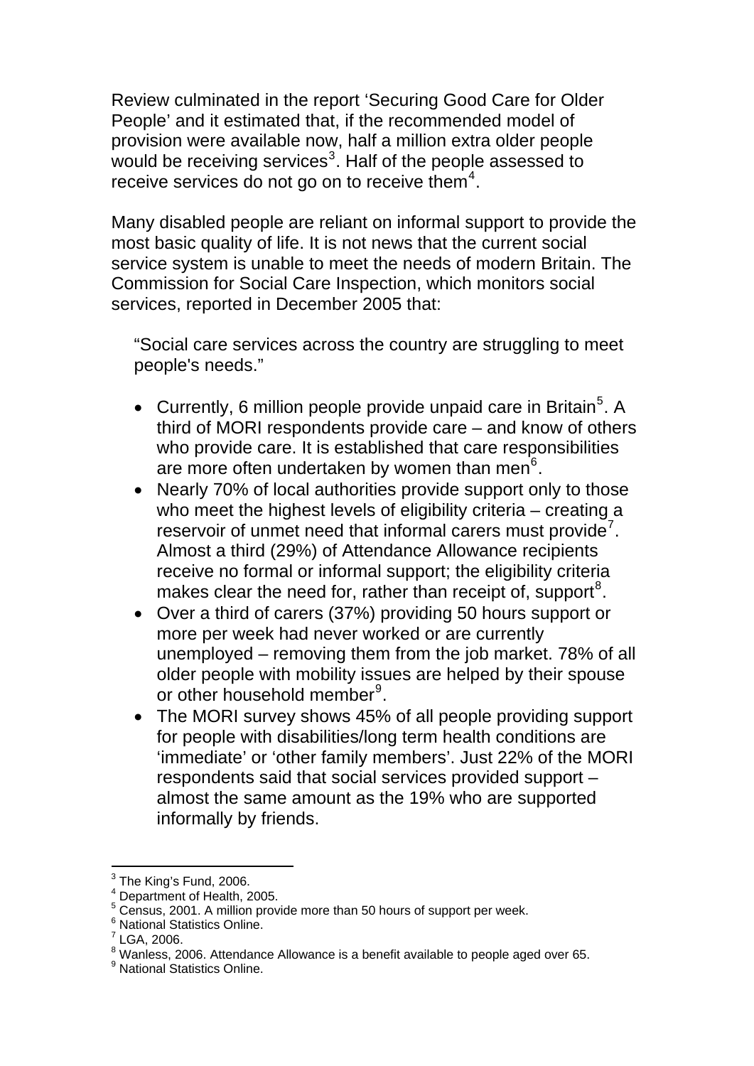Review culminated in the report 'Securing Good Care for Older People' and it estimated that, if the recommended model of provision were available now, half a million extra older people would be receiving services[3]. Half of the people assessed to receive services do not go on to receive them[4].

Many disabled people are reliant on informal support to provide the most basic quality of life. It is not news that the current social service system is unable to meet the needs of modern Britain. The Commission for Social Care Inspection, which monitors social services, reported in December 2005 that:

> "Social care services across the country are struggling to meet people's needs."

- Currently, 6 million people provide unpaid care in Britain[5]. A third of MORI respondents provide care – and know of others who provide care. It is established that care responsibilities are more often undertaken by women than men[6].
- Nearly 70% of local authorities provide support only to those who meet the highest levels of eligibility criteria – creating a reservoir of unmet need that informal carers must provide[7]. Almost a third (29%) of Attendance Allowance recipients receive no formal or informal support; the eligibility criteria makes clear the need for, rather than receipt of, support[8].
- Over a third of carers (37%) providing 50 hours support or more per week had never worked or are currently unemployed – removing them from the job market. 78% of all older people with mobility issues are helped by their spouse or other household member[9].
- The MORI survey shows 45% of all people providing support for people with disabilities/long term health conditions are 'immediate' or 'other family members'. Just 22% of the MORI respondents said that social services provided support – almost the same amount as the 19% who are supported informally by friends.

---

[3] The King's Fund, 2006.
[4] Department of Health, 2005.
[5] Census, 2001. A million provide more than 50 hours of support per week.
[6] National Statistics Online.
[7] LGA, 2006.
[8] Wanless, 2006. Attendance Allowance is a benefit available to people aged over 65.
[9] National Statistics Online.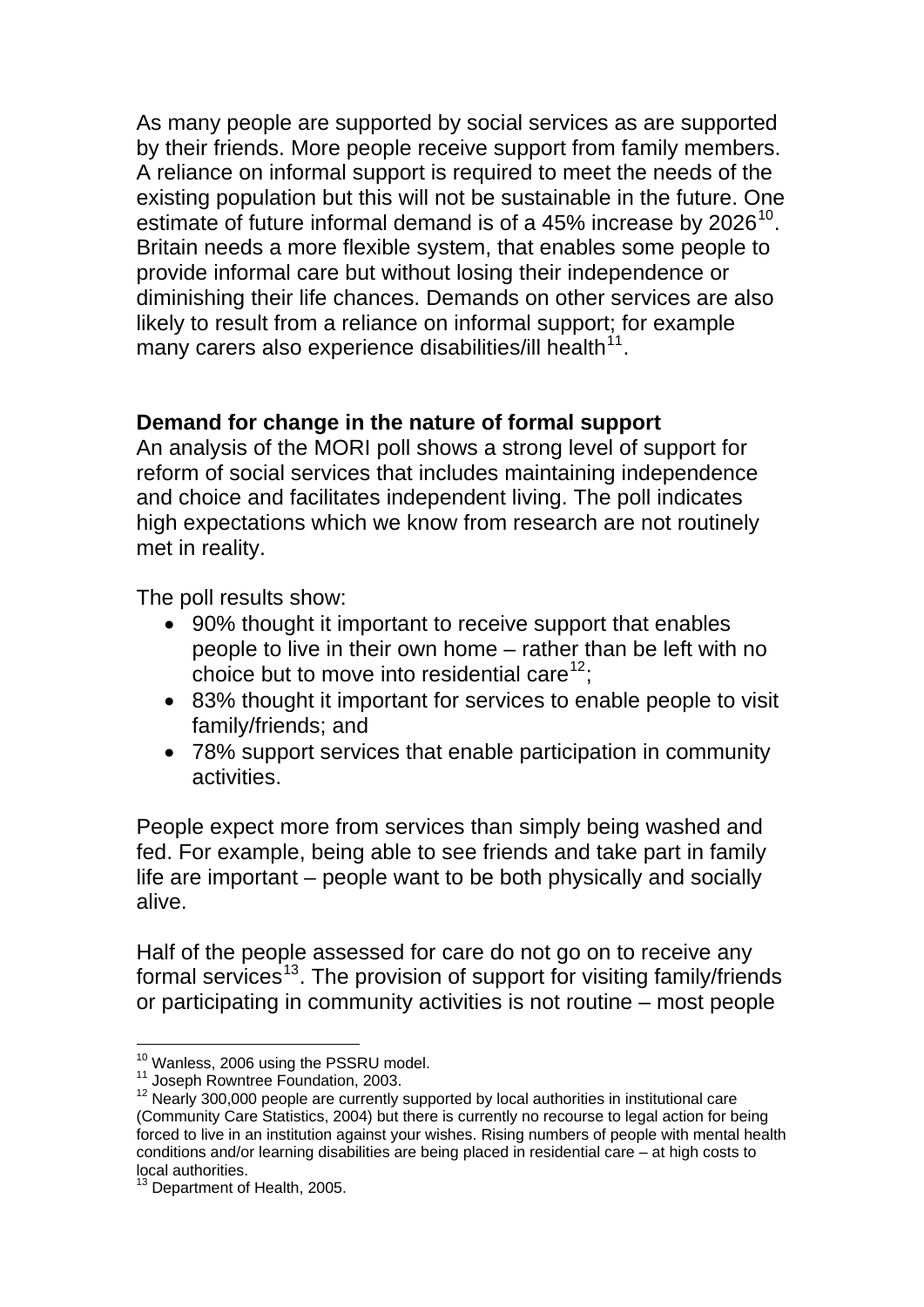As many people are supported by social services as are supported by their friends. More people receive support from family members. A reliance on informal support is required to meet the needs of the existing population but this will not be sustainable in the future. One estimate of future informal demand is of a 45% increase by 2026[10]. Britain needs a more flexible system, that enables some people to provide informal care but without losing their independence or diminishing their life chances. Demands on other services are also likely to result from a reliance on informal support; for example many carers also experience disabilities/ill health[11].

**Demand for change in the nature of formal support**

An analysis of the MORI poll shows a strong level of support for reform of social services that includes maintaining independence and choice and facilitates independent living. The poll indicates high expectations which we know from research are not routinely met in reality.

The poll results show:

- 90% thought it important to receive support that enables people to live in their own home – rather than be left with no choice but to move into residential care[12];
- 83% thought it important for services to enable people to visit family/friends; and
- 78% support services that enable participation in community activities.

People expect more from services than simply being washed and fed. For example, being able to see friends and take part in family life are important – people want to be both physically and socially alive.

Half of the people assessed for care do not go on to receive any formal services[13]. The provision of support for visiting family/friends or participating in community activities is not routine – most people

[10] Wanless, 2006 using the PSSRU model.

[11] Joseph Rowntree Foundation, 2003.

[12] Nearly 300,000 people are currently supported by local authorities in institutional care (Community Care Statistics, 2004) but there is currently no recourse to legal action for being forced to live in an institution against your wishes. Rising numbers of people with mental health conditions and/or learning disabilities are being placed in residential care – at high costs to local authorities.

[13] Department of Health, 2005.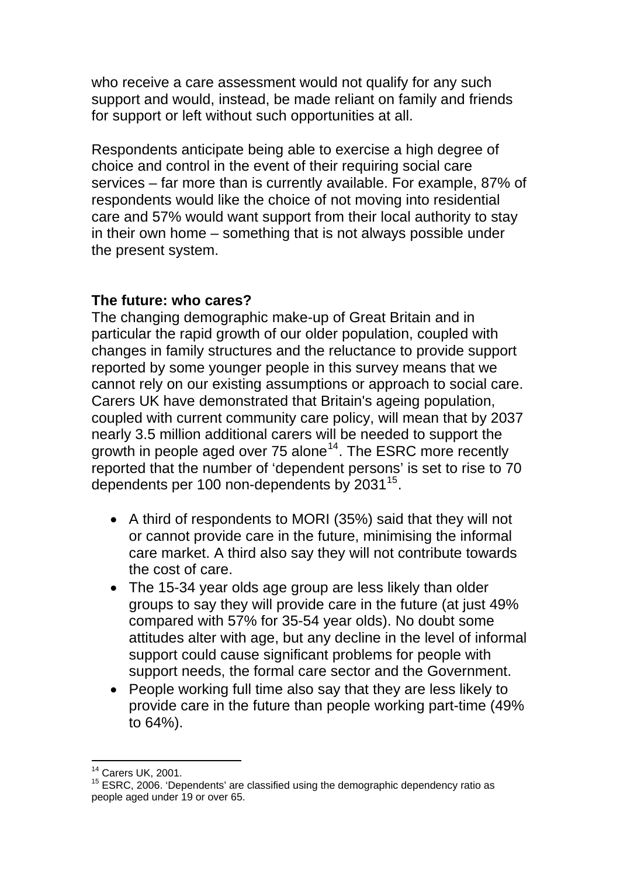who receive a care assessment would not qualify for any such support and would, instead, be made reliant on family and friends for support or left without such opportunities at all.

Respondents anticipate being able to exercise a high degree of choice and control in the event of their requiring social care services – far more than is currently available. For example, 87% of respondents would like the choice of not moving into residential care and 57% would want support from their local authority to stay in their own home – something that is not always possible under the present system.

**The future: who cares?**

The changing demographic make-up of Great Britain and in particular the rapid growth of our older population, coupled with changes in family structures and the reluctance to provide support reported by some younger people in this survey means that we cannot rely on our existing assumptions or approach to social care. Carers UK have demonstrated that Britain's ageing population, coupled with current community care policy, will mean that by 2037 nearly 3.5 million additional carers will be needed to support the growth in people aged over 75 alone[14]. The ESRC more recently reported that the number of 'dependent persons' is set to rise to 70 dependents per 100 non-dependents by 2031[15].

- A third of respondents to MORI (35%) said that they will not or cannot provide care in the future, minimising the informal care market. A third also say they will not contribute towards the cost of care.
- The 15-34 year olds age group are less likely than older groups to say they will provide care in the future (at just 49% compared with 57% for 35-54 year olds). No doubt some attitudes alter with age, but any decline in the level of informal support could cause significant problems for people with support needs, the formal care sector and the Government.
- People working full time also say that they are less likely to provide care in the future than people working part-time (49% to 64%).

[14] Carers UK, 2001.
[15] ESRC, 2006. 'Dependents' are classified using the demographic dependency ratio as people aged under 19 or over 65.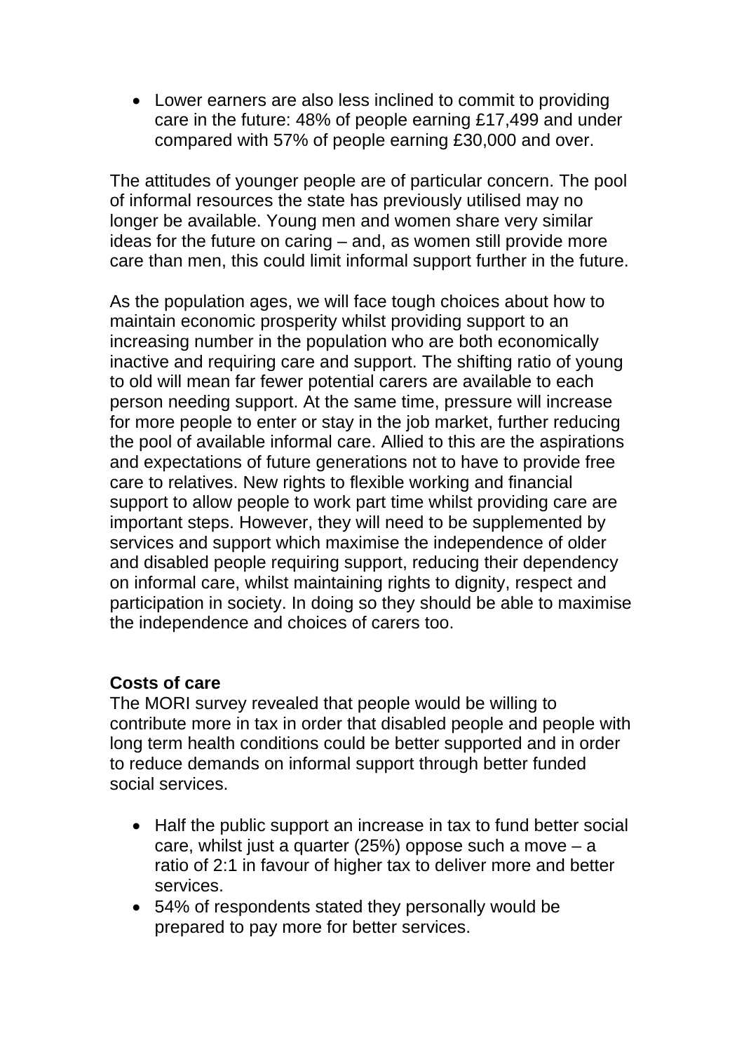- Lower earners are also less inclined to commit to providing care in the future: 48% of people earning £17,499 and under compared with 57% of people earning £30,000 and over.

The attitudes of younger people are of particular concern. The pool of informal resources the state has previously utilised may no longer be available. Young men and women share very similar ideas for the future on caring – and, as women still provide more care than men, this could limit informal support further in the future.

As the population ages, we will face tough choices about how to maintain economic prosperity whilst providing support to an increasing number in the population who are both economically inactive and requiring care and support. The shifting ratio of young to old will mean far fewer potential carers are available to each person needing support. At the same time, pressure will increase for more people to enter or stay in the job market, further reducing the pool of available informal care. Allied to this are the aspirations and expectations of future generations not to have to provide free care to relatives. New rights to flexible working and financial support to allow people to work part time whilst providing care are important steps. However, they will need to be supplemented by services and support which maximise the independence of older and disabled people requiring support, reducing their dependency on informal care, whilst maintaining rights to dignity, respect and participation in society. In doing so they should be able to maximise the independence and choices of carers too.

**Costs of care**

The MORI survey revealed that people would be willing to contribute more in tax in order that disabled people and people with long term health conditions could be better supported and in order to reduce demands on informal support through better funded social services.

- Half the public support an increase in tax to fund better social care, whilst just a quarter (25%) oppose such a move – a ratio of 2:1 in favour of higher tax to deliver more and better services.
- 54% of respondents stated they personally would be prepared to pay more for better services.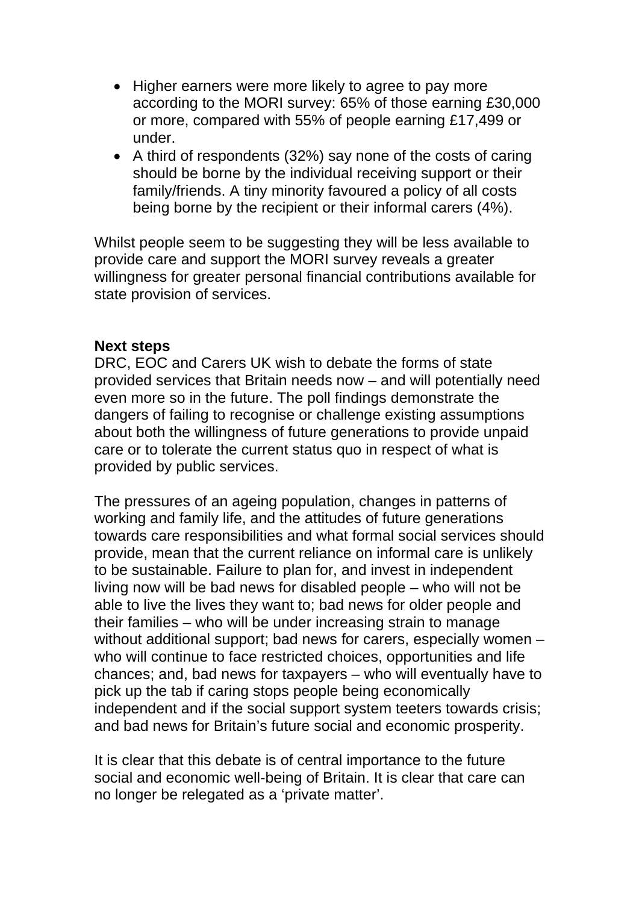- Higher earners were more likely to agree to pay more according to the MORI survey: 65% of those earning £30,000 or more, compared with 55% of people earning £17,499 or under.
- A third of respondents (32%) say none of the costs of caring should be borne by the individual receiving support or their family/friends. A tiny minority favoured a policy of all costs being borne by the recipient or their informal carers (4%).

Whilst people seem to be suggesting they will be less available to provide care and support the MORI survey reveals a greater willingness for greater personal financial contributions available for state provision of services.

**Next steps**

DRC, EOC and Carers UK wish to debate the forms of state provided services that Britain needs now – and will potentially need even more so in the future. The poll findings demonstrate the dangers of failing to recognise or challenge existing assumptions about both the willingness of future generations to provide unpaid care or to tolerate the current status quo in respect of what is provided by public services.

The pressures of an ageing population, changes in patterns of working and family life, and the attitudes of future generations towards care responsibilities and what formal social services should provide, mean that the current reliance on informal care is unlikely to be sustainable. Failure to plan for, and invest in independent living now will be bad news for disabled people – who will not be able to live the lives they want to; bad news for older people and their families – who will be under increasing strain to manage without additional support; bad news for carers, especially women – who will continue to face restricted choices, opportunities and life chances; and, bad news for taxpayers – who will eventually have to pick up the tab if caring stops people being economically independent and if the social support system teeters towards crisis; and bad news for Britain's future social and economic prosperity.

It is clear that this debate is of central importance to the future social and economic well-being of Britain. It is clear that care can no longer be relegated as a 'private matter'.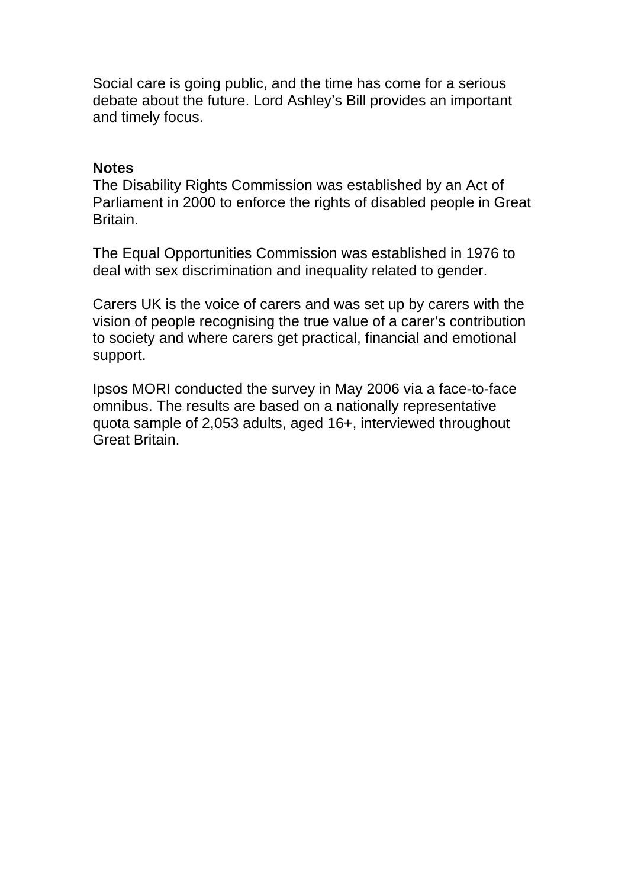Social care is going public, and the time has come for a serious debate about the future. Lord Ashley's Bill provides an important and timely focus.

**Notes**

The Disability Rights Commission was established by an Act of Parliament in 2000 to enforce the rights of disabled people in Great Britain.

The Equal Opportunities Commission was established in 1976 to deal with sex discrimination and inequality related to gender.

Carers UK is the voice of carers and was set up by carers with the vision of people recognising the true value of a carer's contribution to society and where carers get practical, financial and emotional support.

Ipsos MORI conducted the survey in May 2006 via a face-to-face omnibus. The results are based on a nationally representative quota sample of 2,053 adults, aged 16+, interviewed throughout Great Britain.